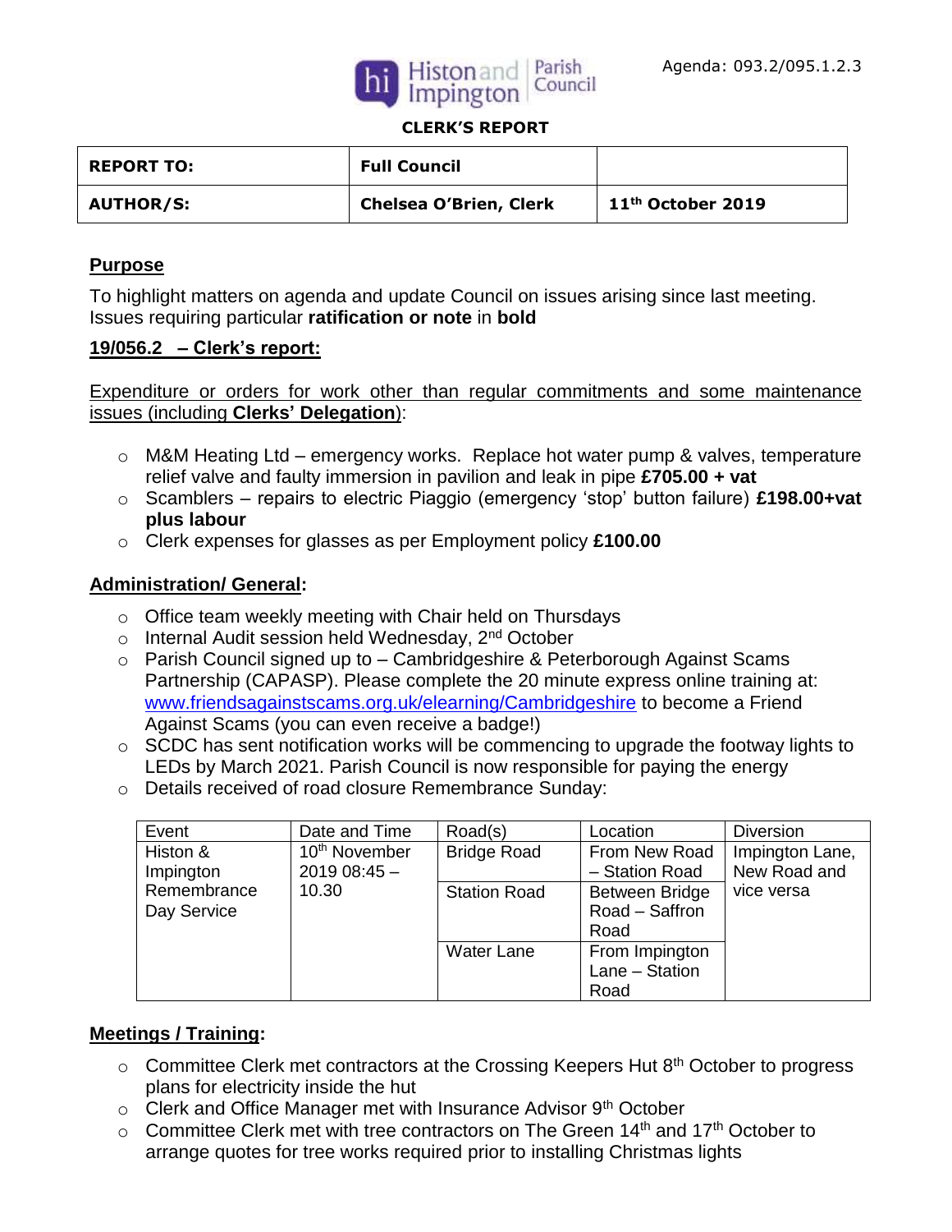Agenda: 093.2/095.1.2.3

Histon and Impington Parish Council

**CLERK'S REPORT**

| **REPORT TO:** | **Full Council** | |
|---|---|---|
| **AUTHOR/S:** | **Chelsea O'Brien, Clerk** | **11th October 2019** |

## Purpose

To highlight matters on agenda and update Council on issues arising since last meeting. Issues requiring particular **ratification or note** in **bold**

## 19/056.2 – Clerk's report:

Expenditure or orders for work other than regular commitments and some maintenance issues (including **Clerks' Delegation**):

- M&M Heating Ltd – emergency works. Replace hot water pump & valves, temperature relief valve and faulty immersion in pavilion and leak in pipe **£705.00 + vat**
- Scamblers – repairs to electric Piaggio (emergency 'stop' button failure) **£198.00+vat plus labour**
- Clerk expenses for glasses as per Employment policy **£100.00**

## Administration/ General:

- Office team weekly meeting with Chair held on Thursdays
- Internal Audit session held Wednesday, 2nd October
- Parish Council signed up to – Cambridgeshire & Peterborough Against Scams Partnership (CAPASP). Please complete the 20 minute express online training at: www.friendsagainstscams.org.uk/elearning/Cambridgeshire to become a Friend Against Scams (you can even receive a badge!)
- SCDC has sent notification works will be commencing to upgrade the footway lights to LEDs by March 2021. Parish Council is now responsible for paying the energy
- Details received of road closure Remembrance Sunday:

| Event | Date and Time | Road(s) | Location | Diversion |
|---|---|---|---|---|
| Histon & Impington Remembrance Day Service | 10th November 2019 08:45 – 10.30 | Bridge Road | From New Road – Station Road | Impington Lane, New Road and vice versa |
| | | Station Road | Between Bridge Road – Saffron Road | |
| | | Water Lane | From Impington Lane – Station Road | |

## Meetings / Training:

- Committee Clerk met contractors at the Crossing Keepers Hut 8th October to progress plans for electricity inside the hut
- Clerk and Office Manager met with Insurance Advisor 9th October
- Committee Clerk met with tree contractors on The Green 14th and 17th October to arrange quotes for tree works required prior to installing Christmas lights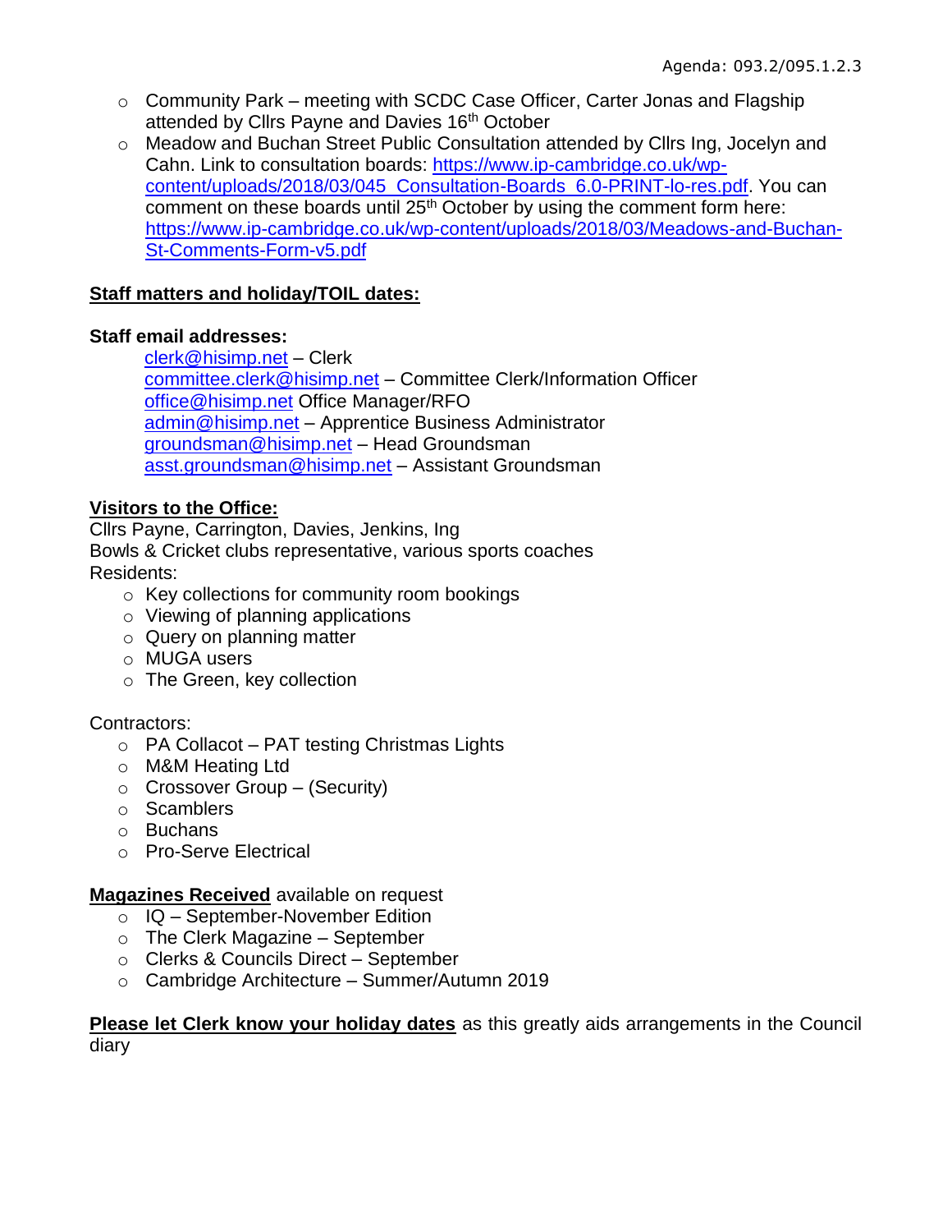- Community Park – meeting with SCDC Case Officer, Carter Jonas and Flagship attended by Cllrs Payne and Davies 16th October
- Meadow and Buchan Street Public Consultation attended by Cllrs Ing, Jocelyn and Cahn. Link to consultation boards: https://www.ip-cambridge.co.uk/wp-content/uploads/2018/03/045_Consultation-Boards_6.0-PRINT-lo-res.pdf. You can comment on these boards until 25th October by using the comment form here: https://www.ip-cambridge.co.uk/wp-content/uploads/2018/03/Meadows-and-Buchan-St-Comments-Form-v5.pdf

**Staff matters and holiday/TOIL dates:**

**Staff email addresses:**

clerk@hisimp.net – Clerk
committee.clerk@hisimp.net – Committee Clerk/Information Officer
office@hisimp.net Office Manager/RFO
admin@hisimp.net – Apprentice Business Administrator
groundsman@hisimp.net – Head Groundsman
asst.groundsman@hisimp.net – Assistant Groundsman

**Visitors to the Office:**

Cllrs Payne, Carrington, Davies, Jenkins, Ing
Bowls & Cricket clubs representative, various sports coaches
Residents:

- Key collections for community room bookings
- Viewing of planning applications
- Query on planning matter
- MUGA users
- The Green, key collection

Contractors:

- PA Collacot – PAT testing Christmas Lights
- M&M Heating Ltd
- Crossover Group – (Security)
- Scamblers
- Buchans
- Pro-Serve Electrical

**Magazines Received** available on request

- IQ – September-November Edition
- The Clerk Magazine – September
- Clerks & Councils Direct – September
- Cambridge Architecture – Summer/Autumn 2019

**Please let Clerk know your holiday dates** as this greatly aids arrangements in the Council diary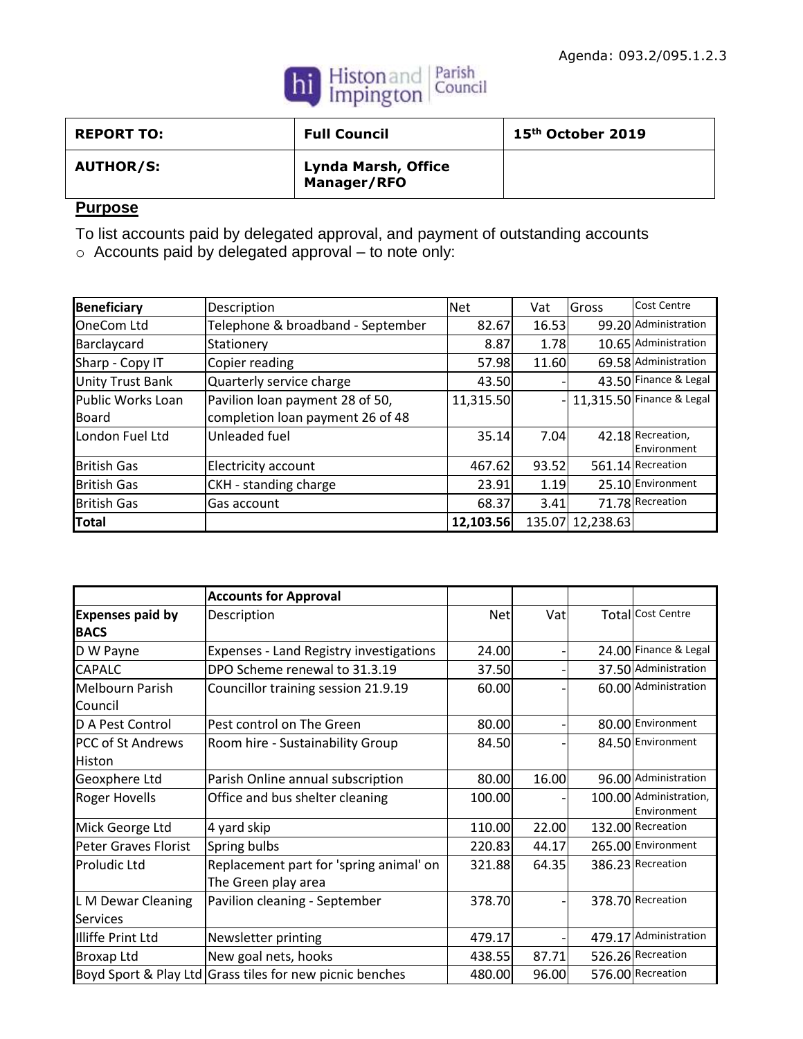Agenda: 093.2/095.1.2.3

| REPORT TO: | Full Council | 15th October 2019 |
|---|---|---|
| AUTHOR/S: | Lynda Marsh, Office Manager/RFO | |

## Purpose

To list accounts paid by delegated approval, and payment of outstanding accounts

- Accounts paid by delegated approval – to note only:

| Beneficiary | Description | Net | Vat | Gross | Cost Centre |
|---|---|---|---|---|---|
| OneCom Ltd | Telephone & broadband - September | 82.67 | 16.53 | 99.20 | Administration |
| Barclaycard | Stationery | 8.87 | 1.78 | 10.65 | Administration |
| Sharp - Copy IT | Copier reading | 57.98 | 11.60 | 69.58 | Administration |
| Unity Trust Bank | Quarterly service charge | 43.50 | - | 43.50 | Finance & Legal |
| Public Works Loan Board | Pavilion loan payment 28 of 50, completion loan payment 26 of 48 | 11,315.50 | - | 11,315.50 | Finance & Legal |
| London Fuel Ltd | Unleaded fuel | 35.14 | 7.04 | 42.18 | Recreation, Environment |
| British Gas | Electricity account | 467.62 | 93.52 | 561.14 | Recreation |
| British Gas | CKH - standing charge | 23.91 | 1.19 | 25.10 | Environment |
| British Gas | Gas account | 68.37 | 3.41 | 71.78 | Recreation |
| **Total** | | **12,103.56** | 135.07 | 12,238.63 | |

| | Accounts for Approval | | | | |
|---|---|---|---|---|---|
| **Expenses paid by BACS** | Description | Net | Vat | Total | Cost Centre |
| D W Payne | Expenses - Land Registry investigations | 24.00 | - | 24.00 | Finance & Legal |
| CAPALC | DPO Scheme renewal to 31.3.19 | 37.50 | - | 37.50 | Administration |
| Melbourn Parish Council | Councillor training session 21.9.19 | 60.00 | - | 60.00 | Administration |
| D A Pest Control | Pest control on The Green | 80.00 | - | 80.00 | Environment |
| PCC of St Andrews Histon | Room hire - Sustainability Group | 84.50 | - | 84.50 | Environment |
| Geoxphere Ltd | Parish Online annual subscription | 80.00 | 16.00 | 96.00 | Administration |
| Roger Hovells | Office and bus shelter cleaning | 100.00 | - | 100.00 | Administration, Environment |
| Mick George Ltd | 4 yard skip | 110.00 | 22.00 | 132.00 | Recreation |
| Peter Graves Florist | Spring bulbs | 220.83 | 44.17 | 265.00 | Environment |
| Proludic Ltd | Replacement part for 'spring animal' on The Green play area | 321.88 | 64.35 | 386.23 | Recreation |
| L M Dewar Cleaning Services | Pavilion cleaning - September | 378.70 | - | 378.70 | Recreation |
| Illiffe Print Ltd | Newsletter printing | 479.17 | - | 479.17 | Administration |
| Broxap Ltd | New goal nets, hooks | 438.55 | 87.71 | 526.26 | Recreation |
| Boyd Sport & Play Ltd | Grass tiles for new picnic benches | 480.00 | 96.00 | 576.00 | Recreation |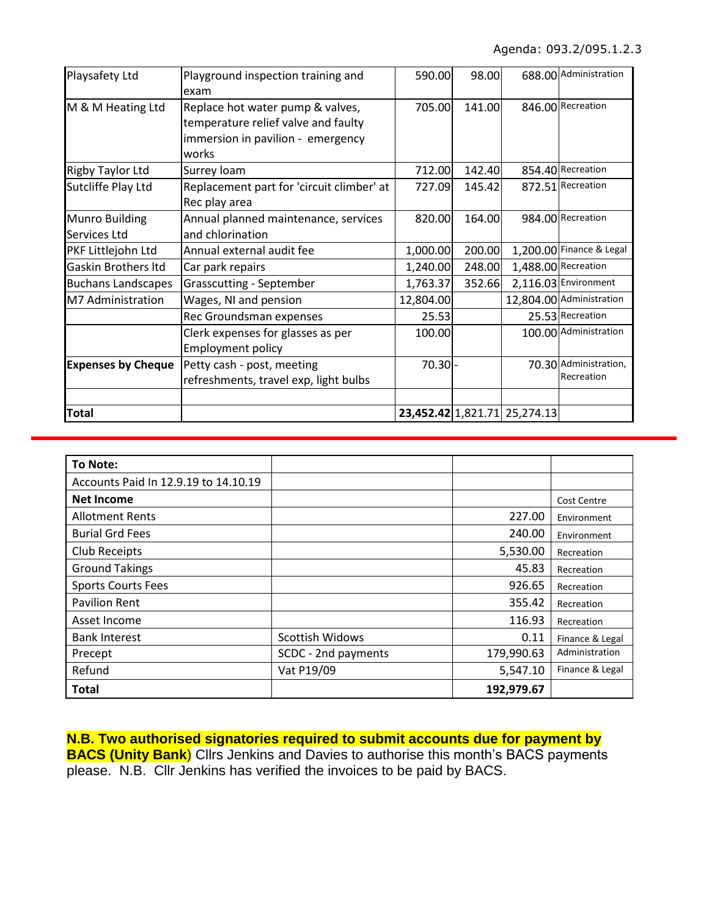Agenda: 093.2/095.1.2.3

| | | | | | |
|---|---|---|---|---|---|
| Playsafety Ltd | Playground inspection training and exam | 590.00 | 98.00 | 688.00 | Administration |
| M & M Heating Ltd | Replace hot water pump & valves, temperature relief valve and faulty immersion in pavilion - emergency works | 705.00 | 141.00 | 846.00 | Recreation |
| Rigby Taylor Ltd | Surrey loam | 712.00 | 142.40 | 854.40 | Recreation |
| Sutcliffe Play Ltd | Replacement part for 'circuit climber' at Rec play area | 727.09 | 145.42 | 872.51 | Recreation |
| Munro Building Services Ltd | Annual planned maintenance, services and chlorination | 820.00 | 164.00 | 984.00 | Recreation |
| PKF Littlejohn Ltd | Annual external audit fee | 1,000.00 | 200.00 | 1,200.00 | Finance & Legal |
| Gaskin Brothers ltd | Car park repairs | 1,240.00 | 248.00 | 1,488.00 | Recreation |
| Buchans Landscapes | Grasscutting - September | 1,763.37 | 352.66 | 2,116.03 | Environment |
| M7 Administration | Wages, NI and pension | 12,804.00 | | 12,804.00 | Administration |
| | Rec Groundsman expenses | 25.53 | | 25.53 | Recreation |
| | Clerk expenses for glasses as per Employment policy | 100.00 | | 100.00 | Administration |
| **Expenses by Cheque** | Petty cash - post, meeting refreshments, travel exp, light bulbs | 70.30 | - | 70.30 | Administration, Recreation |
| | | | | | |
| **Total** | | **23,452.42** | 1,821.71 | 25,274.13 | |

| | | | |
|---|---|---|---|
| **To Note:** | | | |
| Accounts Paid In 12.9.19 to 14.10.19 | | | |
| **Net Income** | | | Cost Centre |
| Allotment Rents | | 227.00 | Environment |
| Burial Grd Fees | | 240.00 | Environment |
| Club Receipts | | 5,530.00 | Recreation |
| Ground Takings | | 45.83 | Recreation |
| Sports Courts Fees | | 926.65 | Recreation |
| Pavilion Rent | | 355.42 | Recreation |
| Asset Income | | 116.93 | Recreation |
| Bank Interest | Scottish Widows | 0.11 | Finance & Legal |
| Precept | SCDC - 2nd payments | 179,990.63 | Administration |
| Refund | Vat P19/09 | 5,547.10 | Finance & Legal |
| **Total** | | **192,979.67** | |

**N.B. Two authorised signatories required to submit accounts due for payment by BACS (Unity Bank**) Cllrs Jenkins and Davies to authorise this month's BACS payments please. N.B. Cllr Jenkins has verified the invoices to be paid by BACS.